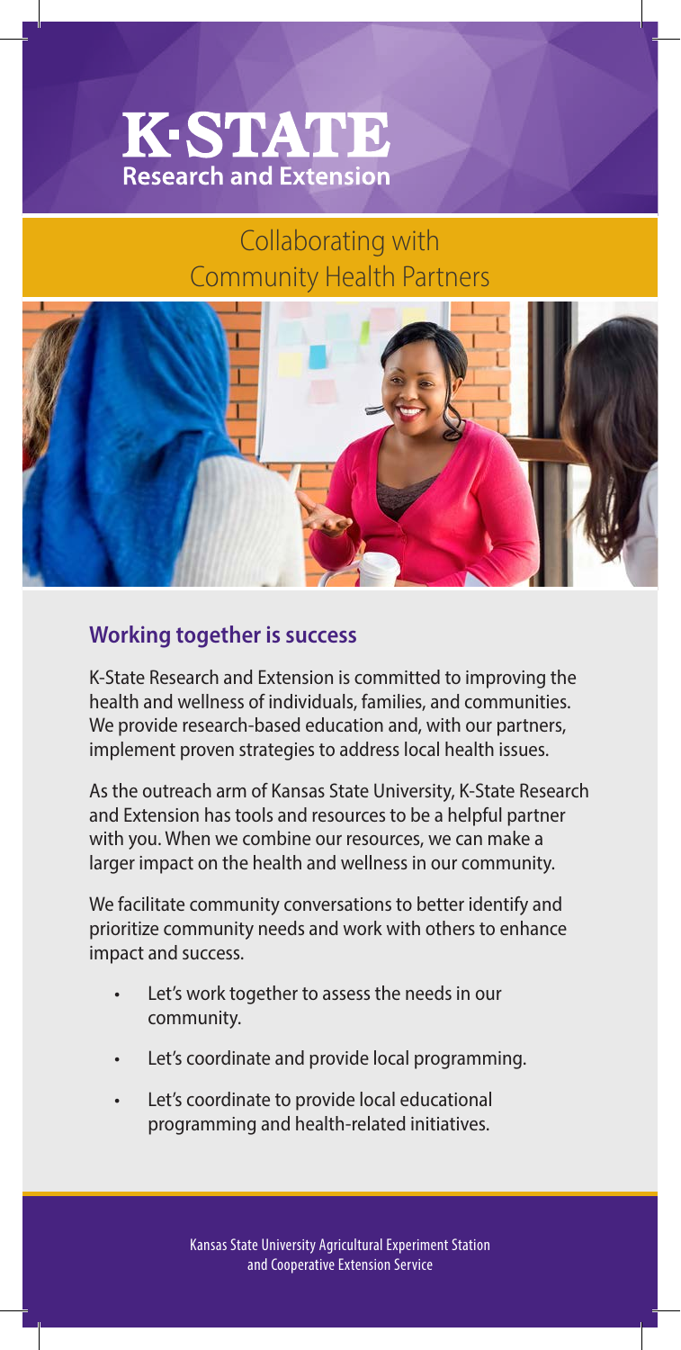# K-STATE Research and Extension

## Collaborating with Community Health Partners

### Working together is success

K-State Research and Extension is committed to improving the health and wellness of individuals, families, and communities. We provide research-based education and, with our partners, implement proven strategies to address local health issues.

As the outreach arm of Kansas State University, K-State Research and Extension has tools and resources to be a helpful partner with you. When we combine our resources, we can make a larger impact on the health and wellness in our community.

We facilitate community conversations to better identify and prioritize community needs and work with others to enhance impact and success.

- Let's work together to assess the needs in our community.
- Let's coordinate and provide local programming.
- Let's coordinate to provide local educational programming and health-related initiatives.

Kansas State University Agricultural Experiment Station and Cooperative Extension Service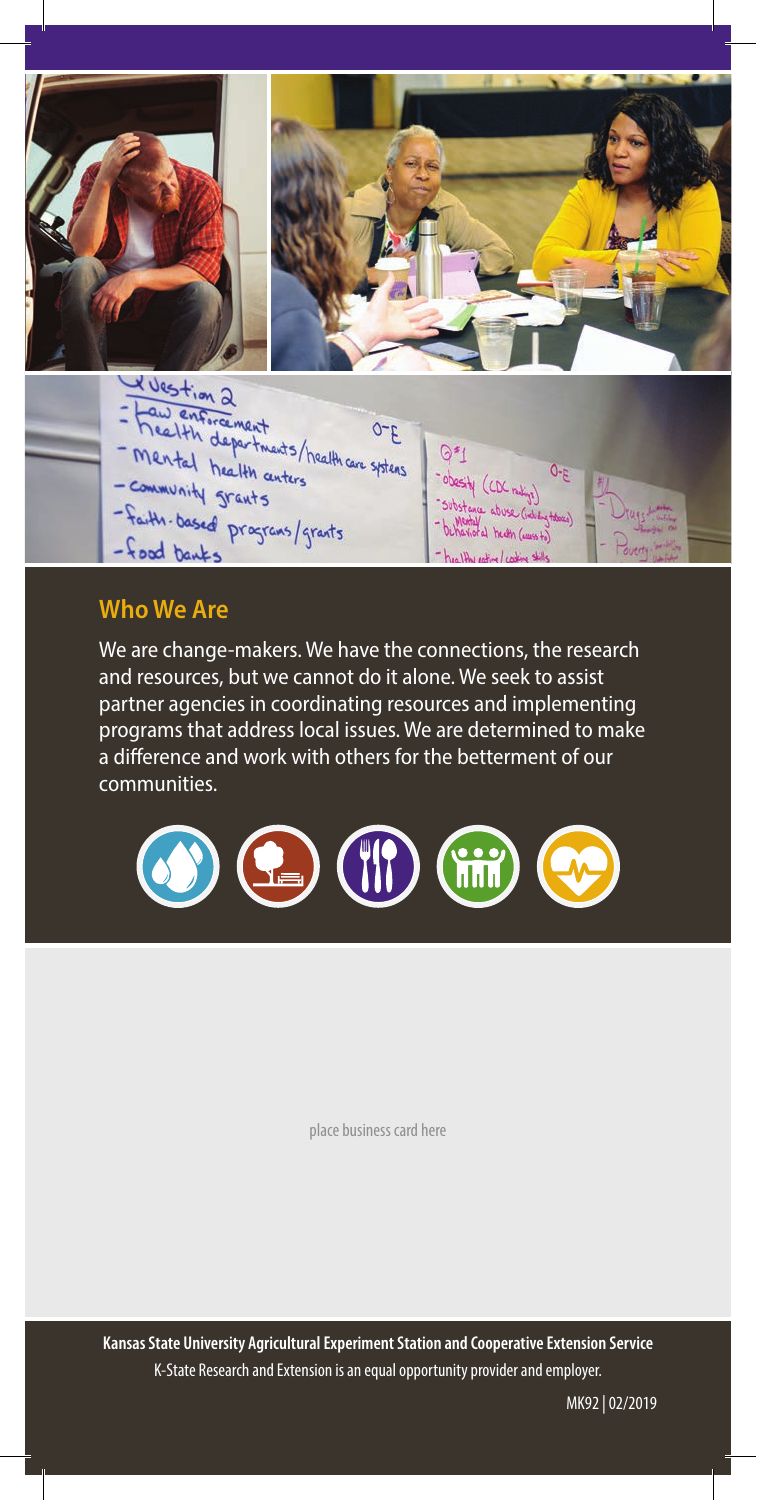## Who We Are

We are change-makers. We have the connections, the research and resources, but we cannot do it alone. We seek to assist partner agencies in coordinating resources and implementing programs that address local issues. We are determined to make a difference and work with others for the betterment of our communities.

place business card here

**Kansas State University Agricultural Experiment Station and Cooperative Extension Service**

K-State Research and Extension is an equal opportunity provider and employer.

MK92 | 02/2019